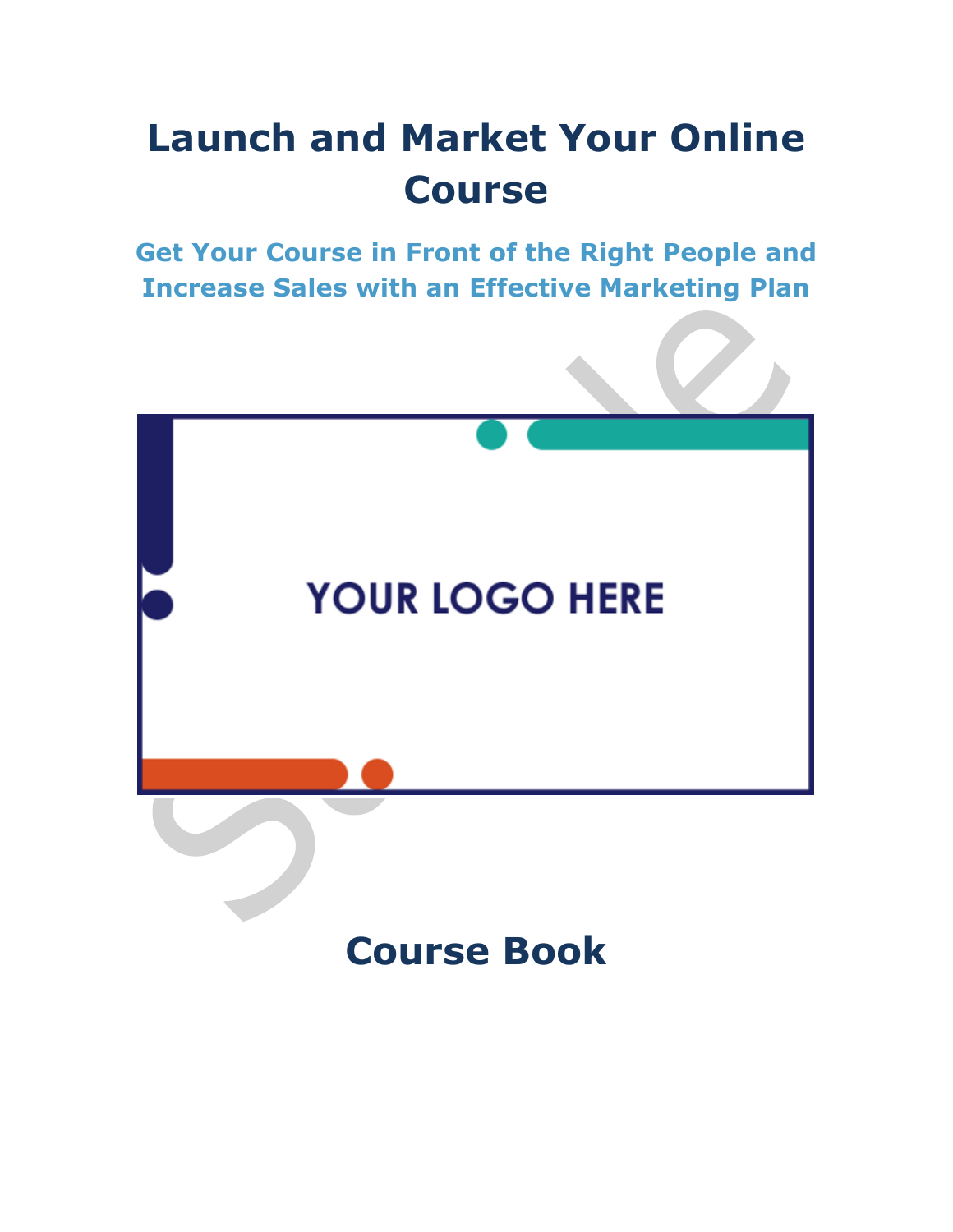# Launch and Market Your Online Course

## Get Your Course in Front of the Right People and Increase Sales with an Effective Marketing Plan

YOUR LOGO HERE

## Course Book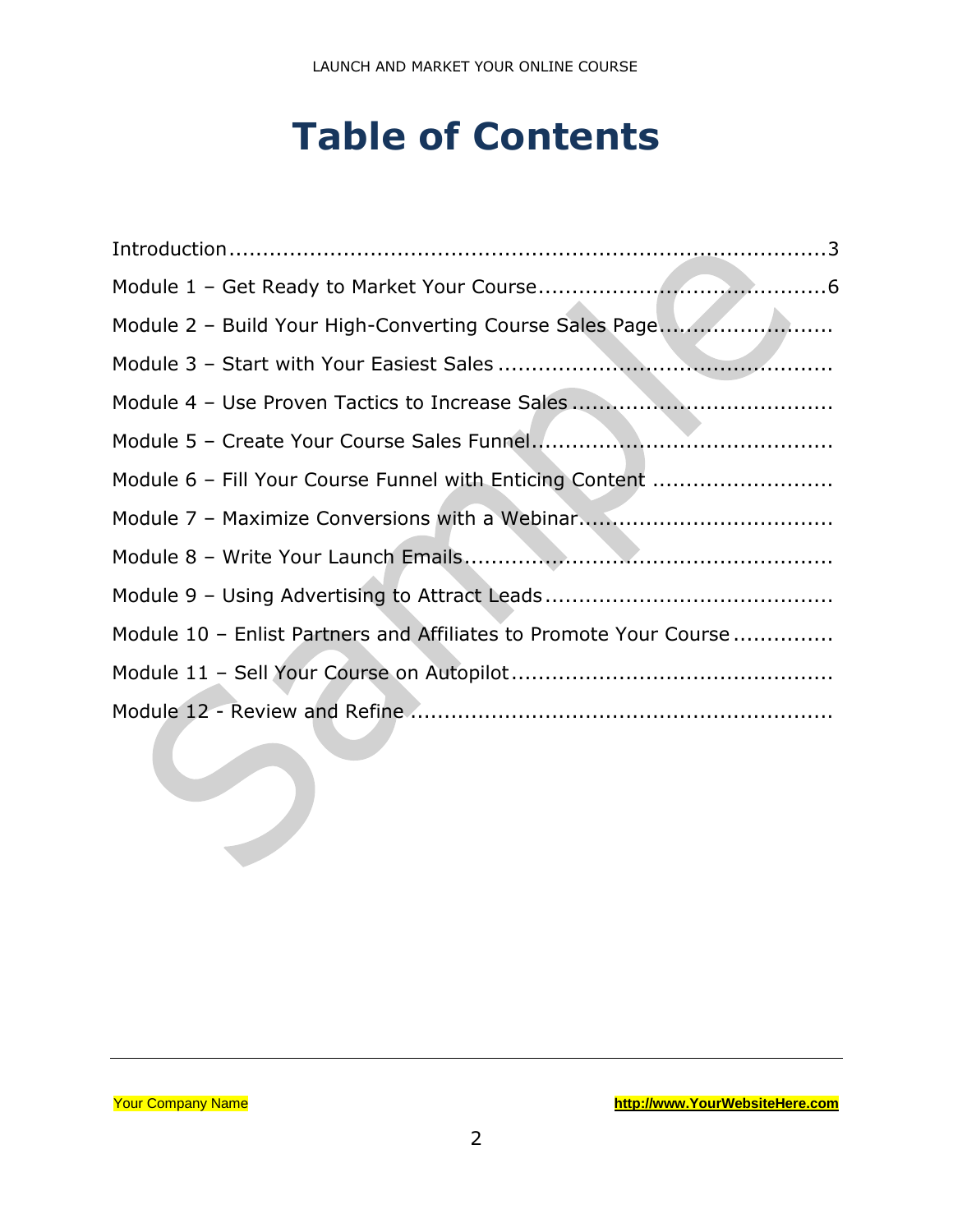# Table of Contents

Introduction........................................................................................3

Module 1 – Get Ready to Market Your Course..........................................6

Module 2 – Build Your High-Converting Course Sales Page.........................

Module 3 – Start with Your Easiest Sales .................................................

Module 4 – Use Proven Tactics to Increase Sales .....................................

Module 5 – Create Your Course Sales Funnel............................................

Module 6 – Fill Your Course Funnel with Enticing Content ..........................

Module 7 – Maximize Conversions with a Webinar.....................................

Module 8 – Write Your Launch Emails......................................................

Module 9 – Using Advertising to Attract Leads ..........................................

Module 10 – Enlist Partners and Affiliates to Promote Your Course ..............

Module 11 – Sell Your Course on Autopilot ...............................................

Module 12 - Review and Refine .............................................................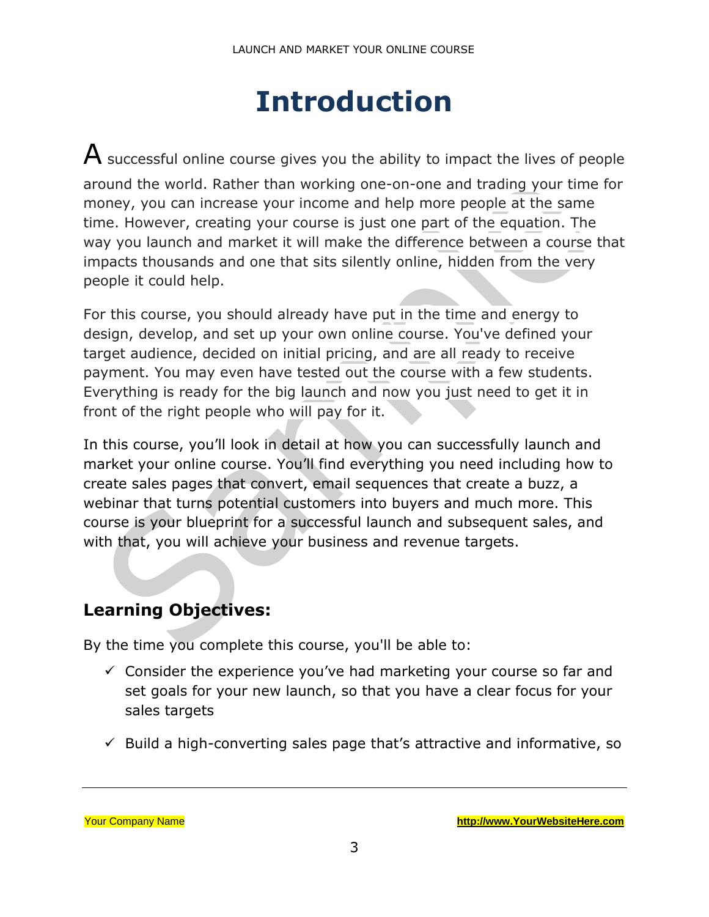# Introduction

A successful online course gives you the ability to impact the lives of people around the world. Rather than working one-on-one and trading your time for money, you can increase your income and help more people at the same time. However, creating your course is just one part of the equation. The way you launch and market it will make the difference between a course that impacts thousands and one that sits silently online, hidden from the very people it could help.

For this course, you should already have put in the time and energy to design, develop, and set up your own online course. You've defined your target audience, decided on initial pricing, and are all ready to receive payment. You may even have tested out the course with a few students. Everything is ready for the big launch and now you just need to get it in front of the right people who will pay for it.

In this course, you'll look in detail at how you can successfully launch and market your online course. You'll find everything you need including how to create sales pages that convert, email sequences that create a buzz, a webinar that turns potential customers into buyers and much more. This course is your blueprint for a successful launch and subsequent sales, and with that, you will achieve your business and revenue targets.

## Learning Objectives:

By the time you complete this course, you'll be able to:

- ✓ Consider the experience you've had marketing your course so far and set goals for your new launch, so that you have a clear focus for your sales targets
- ✓ Build a high-converting sales page that's attractive and informative, so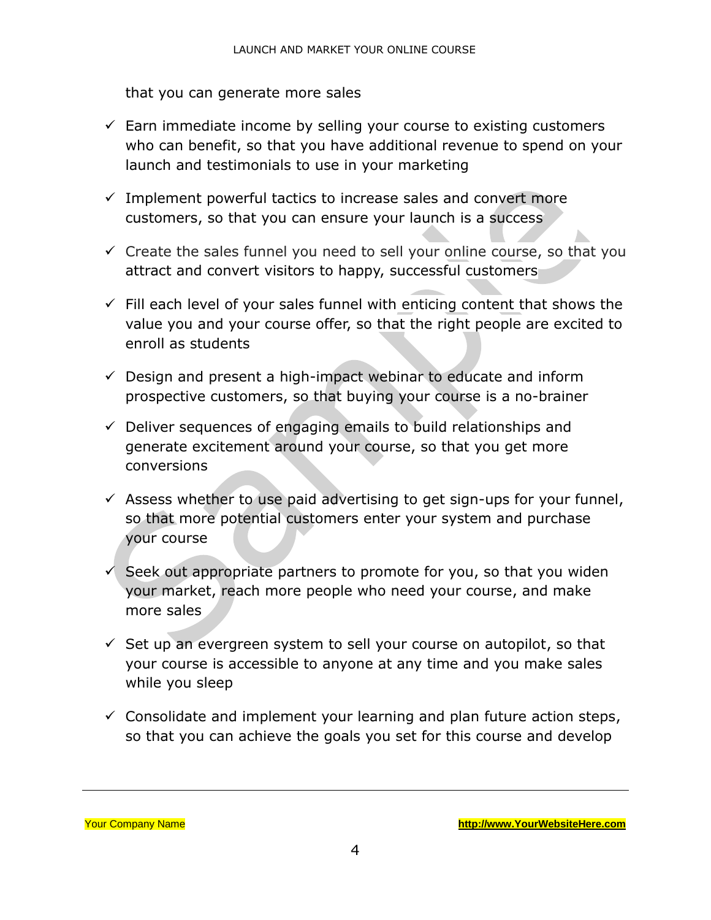that you can generate more sales

- ✓ Earn immediate income by selling your course to existing customers who can benefit, so that you have additional revenue to spend on your launch and testimonials to use in your marketing

- ✓ Implement powerful tactics to increase sales and convert more customers, so that you can ensure your launch is a success

- ✓ Create the sales funnel you need to sell your online course, so that you attract and convert visitors to happy, successful customers

- ✓ Fill each level of your sales funnel with enticing content that shows the value you and your course offer, so that the right people are excited to enroll as students

- ✓ Design and present a high-impact webinar to educate and inform prospective customers, so that buying your course is a no-brainer

- ✓ Deliver sequences of engaging emails to build relationships and generate excitement around your course, so that you get more conversions

- ✓ Assess whether to use paid advertising to get sign-ups for your funnel, so that more potential customers enter your system and purchase your course

- ✓ Seek out appropriate partners to promote for you, so that you widen your market, reach more people who need your course, and make more sales

- ✓ Set up an evergreen system to sell your course on autopilot, so that your course is accessible to anyone at any time and you make sales while you sleep

- ✓ Consolidate and implement your learning and plan future action steps, so that you can achieve the goals you set for this course and develop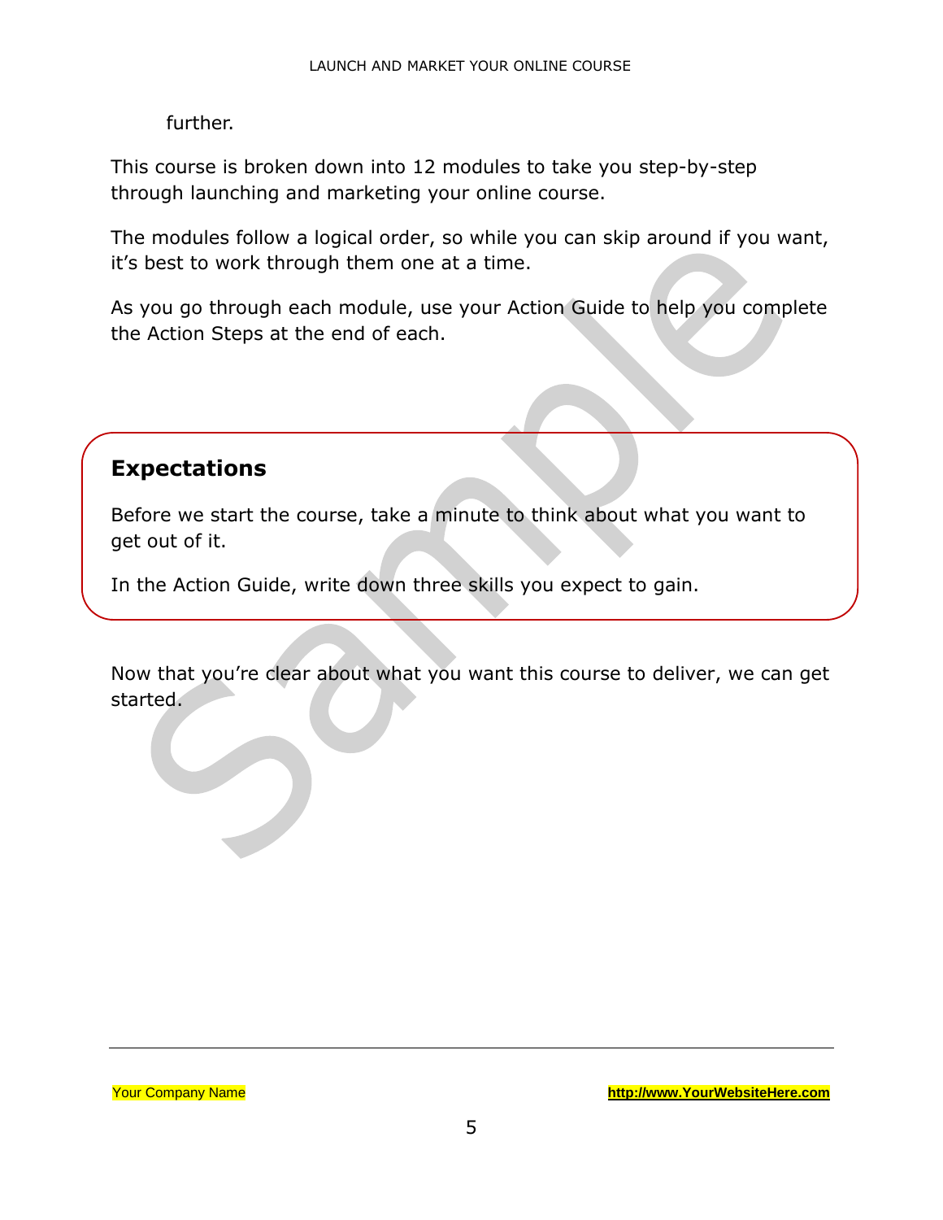further.

This course is broken down into 12 modules to take you step-by-step through launching and marketing your online course.

The modules follow a logical order, so while you can skip around if you want, it's best to work through them one at a time.

As you go through each module, use your Action Guide to help you complete the Action Steps at the end of each.

## Expectations

Before we start the course, take a minute to think about what you want to get out of it.

In the Action Guide, write down three skills you expect to gain.

Now that you're clear about what you want this course to deliver, we can get started.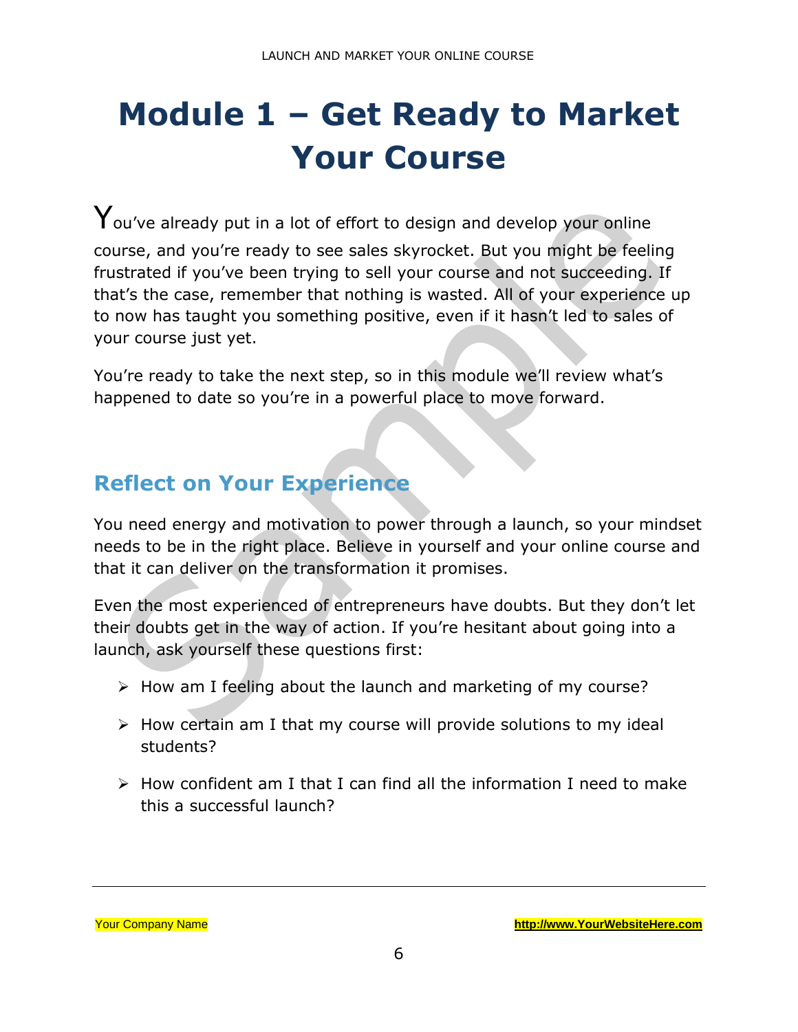# Module 1 – Get Ready to Market Your Course

You've already put in a lot of effort to design and develop your online course, and you're ready to see sales skyrocket. But you might be feeling frustrated if you've been trying to sell your course and not succeeding. If that's the case, remember that nothing is wasted. All of your experience up to now has taught you something positive, even if it hasn't led to sales of your course just yet.

You're ready to take the next step, so in this module we'll review what's happened to date so you're in a powerful place to move forward.

## Reflect on Your Experience

You need energy and motivation to power through a launch, so your mindset needs to be in the right place. Believe in yourself and your online course and that it can deliver on the transformation it promises.

Even the most experienced of entrepreneurs have doubts. But they don't let their doubts get in the way of action. If you're hesitant about going into a launch, ask yourself these questions first:

- How am I feeling about the launch and marketing of my course?
- How certain am I that my course will provide solutions to my ideal students?
- How confident am I that I can find all the information I need to make this a successful launch?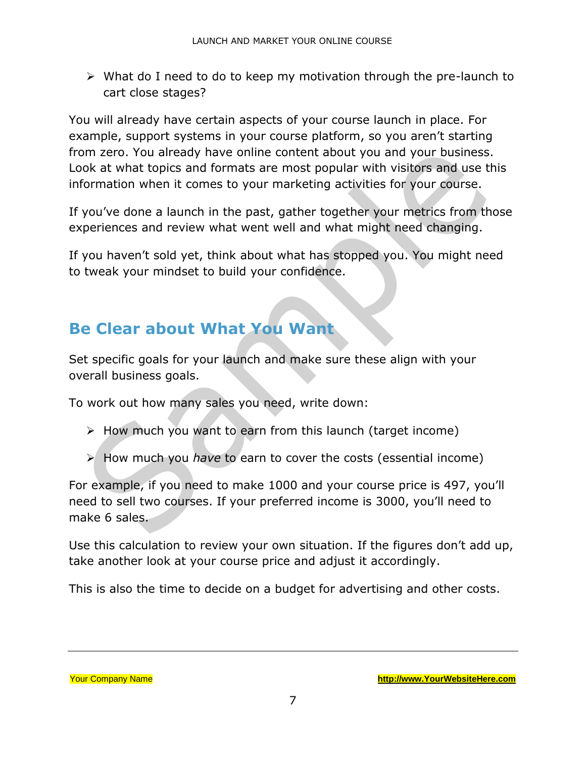- What do I need to do to keep my motivation through the pre-launch to cart close stages?

You will already have certain aspects of your course launch in place. For example, support systems in your course platform, so you aren't starting from zero. You already have online content about you and your business. Look at what topics and formats are most popular with visitors and use this information when it comes to your marketing activities for your course.

If you've done a launch in the past, gather together your metrics from those experiences and review what went well and what might need changing.

If you haven't sold yet, think about what has stopped you. You might need to tweak your mindset to build your confidence.

## Be Clear about What You Want

Set specific goals for your launch and make sure these align with your overall business goals.

To work out how many sales you need, write down:

- How much you want to earn from this launch (target income)
- How much you *have* to earn to cover the costs (essential income)

For example, if you need to make 1000 and your course price is 497, you'll need to sell two courses. If your preferred income is 3000, you'll need to make 6 sales.

Use this calculation to review your own situation. If the figures don't add up, take another look at your course price and adjust it accordingly.

This is also the time to decide on a budget for advertising and other costs.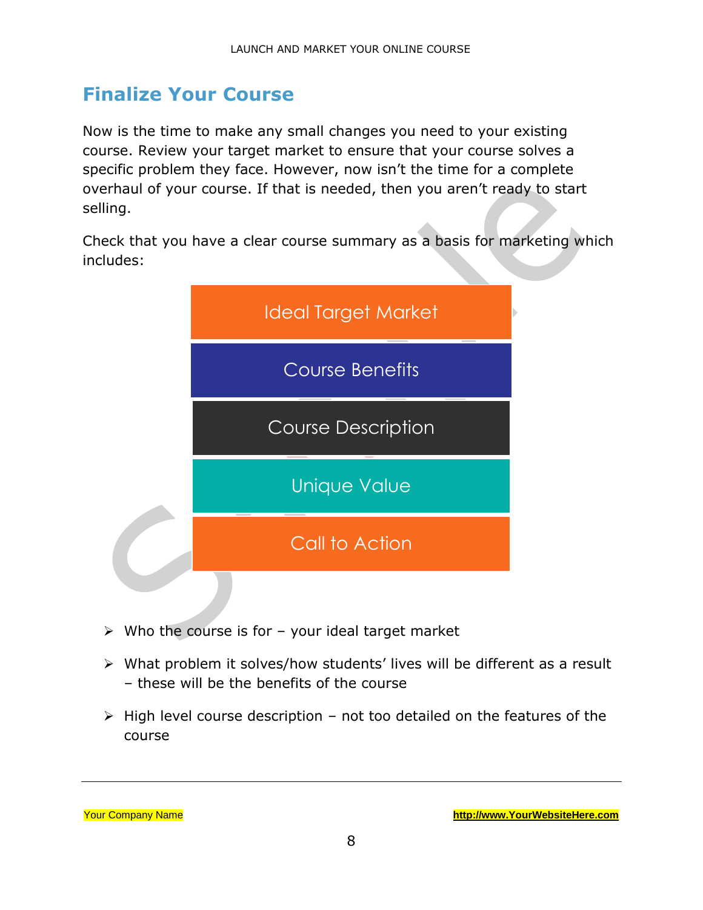## Finalize Your Course

Now is the time to make any small changes you need to your existing course. Review your target market to ensure that your course solves a specific problem they face. However, now isn't the time for a complete overhaul of your course. If that is needed, then you aren't ready to start selling.

Check that you have a clear course summary as a basis for marketing which includes:

- Ideal Target Market
- Course Benefits
- Course Description
- Unique Value
- Call to Action

- Who the course is for – your ideal target market
- What problem it solves/how students' lives will be different as a result – these will be the benefits of the course
- High level course description – not too detailed on the features of the course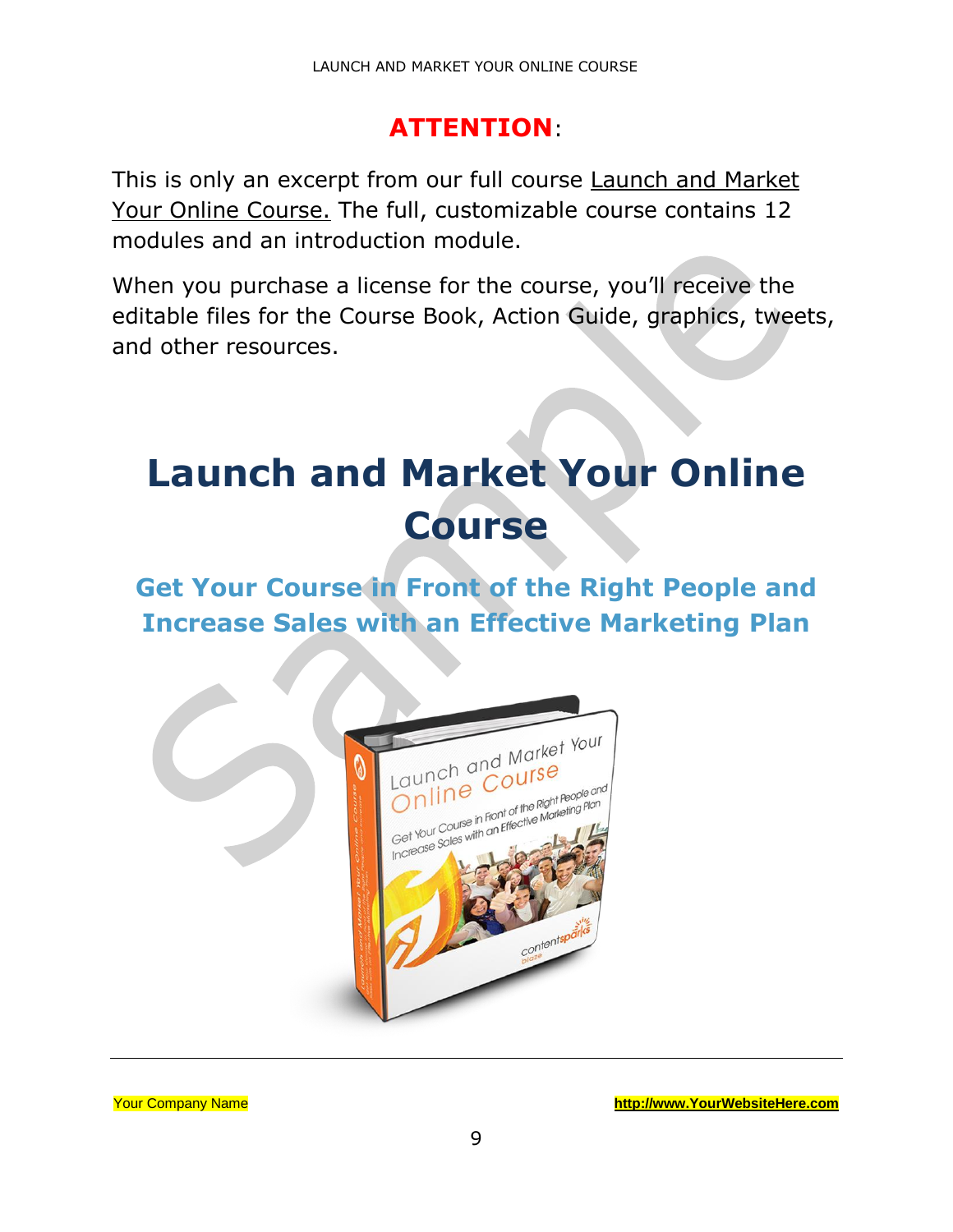**ATTENTION**:

This is only an excerpt from our full course Launch and Market Your Online Course. The full, customizable course contains 12 modules and an introduction module.

When you purchase a license for the course, you'll receive the editable files for the Course Book, Action Guide, graphics, tweets, and other resources.

# Launch and Market Your Online Course

## Get Your Course in Front of the Right People and Increase Sales with an Effective Marketing Plan